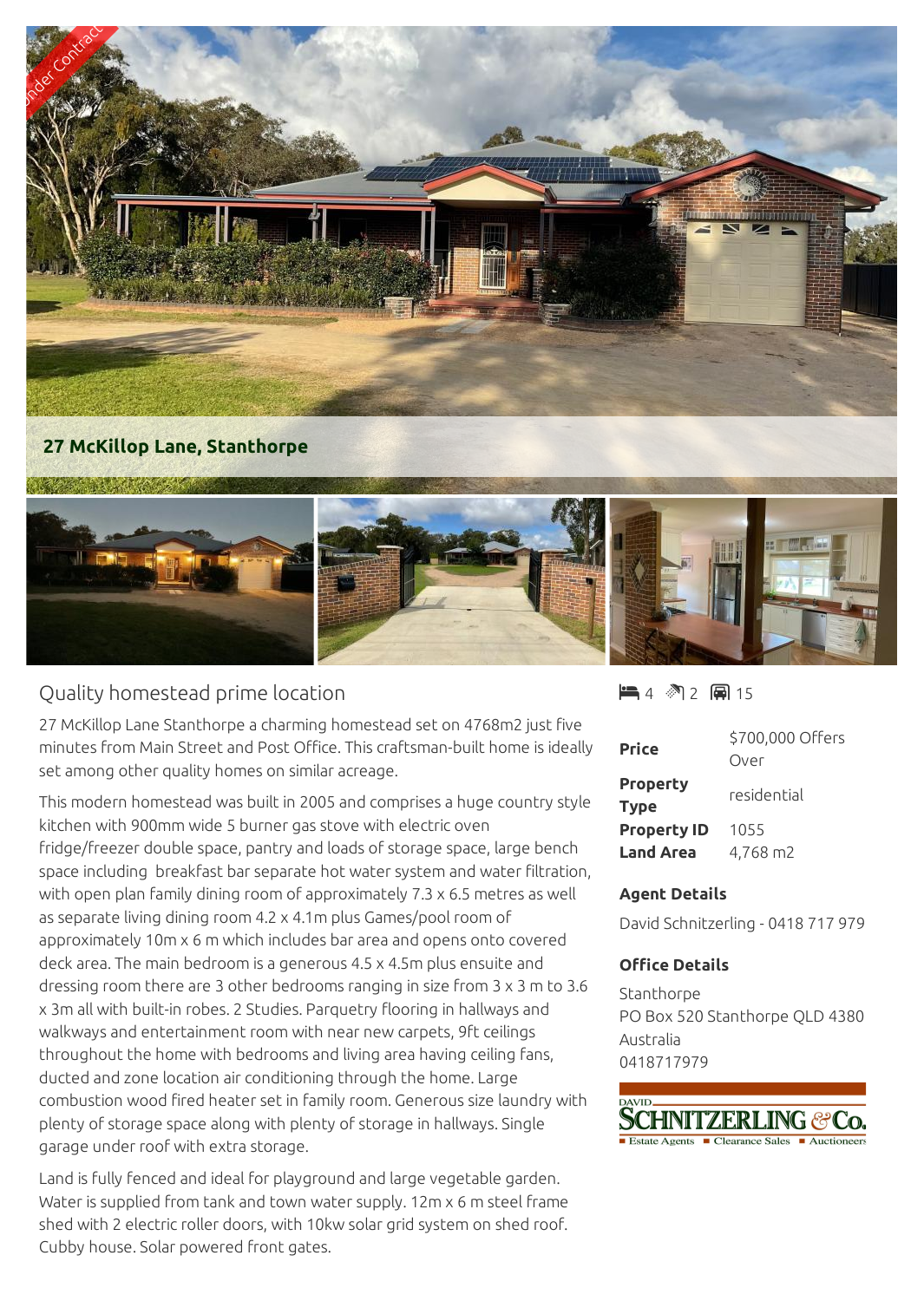Under Contract

**27 McKillop Lane, Stanthorpe**

## Quality homestead prime location

4 bed | 2 bath | 15 car

27 McKillop Lane Stanthorpe a charming homestead set on 4768m2 just five minutes from Main Street and Post Office. This craftsman-built home is ideally set among other quality homes on similar acreage.

This modern homestead was built in 2005 and comprises a huge country style kitchen with 900mm wide 5 burner gas stove with electric oven fridge/freezer double space, pantry and loads of storage space, large bench space including breakfast bar separate hot water system and water filtration, with open plan family dining room of approximately 7.3 x 6.5 metres as well as separate living dining room 4.2 x 4.1m plus Games/pool room of approximately 10m x 6 m which includes bar area and opens onto covered deck area. The main bedroom is a generous 4.5 x 4.5m plus ensuite and dressing room there are 3 other bedrooms ranging in size from 3 x 3 m to 3.6 x 3m all with built-in robes. 2 Studies. Parquetry flooring in hallways and walkways and entertainment room with near new carpets, 9ft ceilings throughout the home with bedrooms and living area having ceiling fans, ducted and zone location air conditioning through the home. Large combustion wood fired heater set in family room. Generous size laundry with plenty of storage space along with plenty of storage in hallways. Single garage under roof with extra storage.

Land is fully fenced and ideal for playground and large vegetable garden. Water is supplied from tank and town water supply. 12m x 6 m steel frame shed with 2 electric roller doors, with 10kw solar grid system on shed roof. Cubby house. Solar powered front gates.

| | |
|---|---|
| **Price** | $700,000 Offers Over |
| **Property Type** | residential |
| **Property ID** | 1055 |
| **Land Area** | 4,768 m2 |

### Agent Details

David Schnitzerling - 0418 717 979

### Office Details

Stanthorpe
PO Box 520 Stanthorpe QLD 4380 Australia
0418717979

DAVID SCHNITZERLING & Co.
Estate Agents ■ Clearance Sales ■ Auctioneers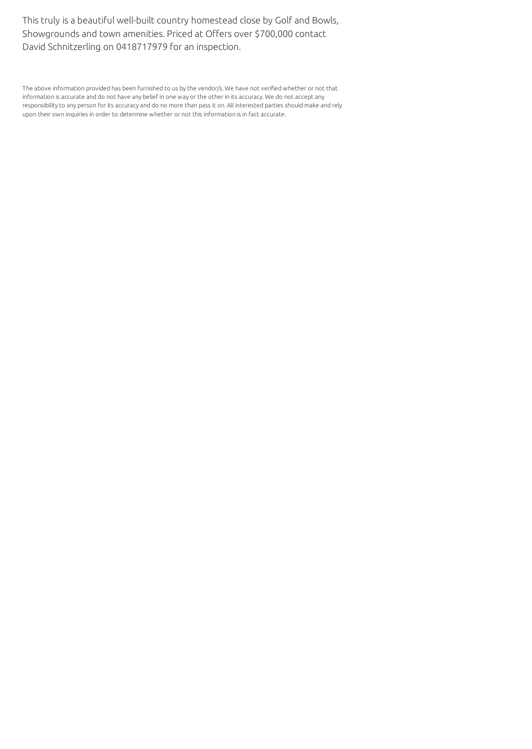This truly is a beautiful well-built country homestead close by Golf and Bowls, Showgrounds and town amenities. Priced at Offers over $700,000 contact David Schnitzerling on 0418717979 for an inspection.

The above information provided has been furnished to us by the vendor/s. We have not verified whether or not that information is accurate and do not have any belief in one way or the other in its accuracy. We do not accept any responsibility to any person for its accuracy and do no more than pass it on. All interested parties should make and rely upon their own inquiries in order to determine whether or not this information is in fact accurate.